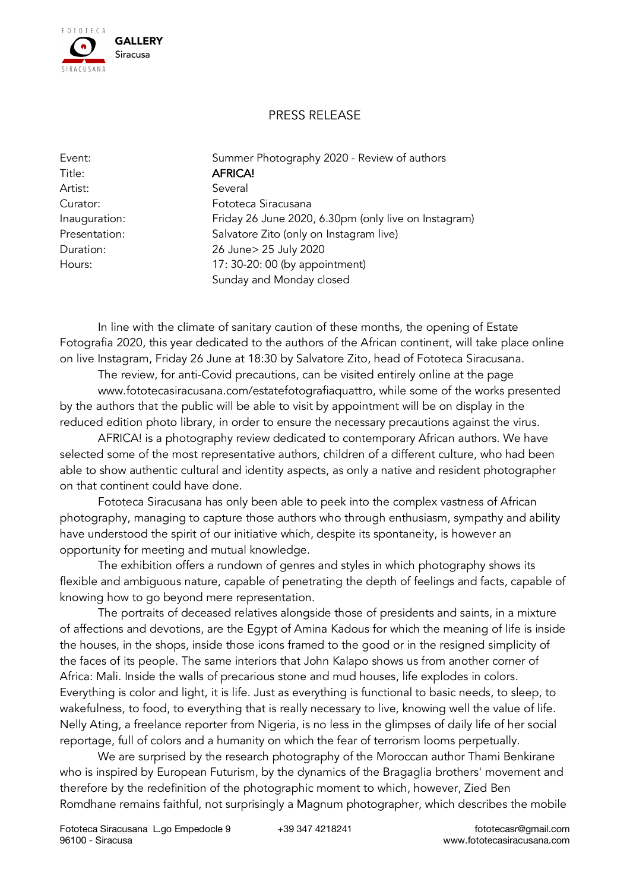FOTOTECA **GALLERY** Siracusa SIRACUSANA

# PRESS RELEASE

| | |
|---|---|
| Event: | Summer Photography 2020 - Review of authors |
| Title: | **AFRICA!** |
| Artist: | Several |
| Curator: | Fototeca Siracusana |
| Inauguration: | Friday 26 June 2020, 6.30pm (only live on Instagram) |
| Presentation: | Salvatore Zito (only on Instagram live) |
| Duration: | 26 June> 25 July 2020 |
| Hours: | 17: 30-20: 00 (by appointment) Sunday and Monday closed |

In line with the climate of sanitary caution of these months, the opening of Estate Fotografia 2020, this year dedicated to the authors of the African continent, will take place online on live Instagram, Friday 26 June at 18:30 by Salvatore Zito, head of Fototeca Siracusana.

The review, for anti-Covid precautions, can be visited entirely online at the page www.fototecasiracusana.com/estatefotografiaquattro, while some of the works presented by the authors that the public will be able to visit by appointment will be on display in the reduced edition photo library, in order to ensure the necessary precautions against the virus.

AFRICA! is a photography review dedicated to contemporary African authors. We have selected some of the most representative authors, children of a different culture, who had been able to show authentic cultural and identity aspects, as only a native and resident photographer on that continent could have done.

Fototeca Siracusana has only been able to peek into the complex vastness of African photography, managing to capture those authors who through enthusiasm, sympathy and ability have understood the spirit of our initiative which, despite its spontaneity, is however an opportunity for meeting and mutual knowledge.

The exhibition offers a rundown of genres and styles in which photography shows its flexible and ambiguous nature, capable of penetrating the depth of feelings and facts, capable of knowing how to go beyond mere representation.

The portraits of deceased relatives alongside those of presidents and saints, in a mixture of affections and devotions, are the Egypt of Amina Kadous for which the meaning of life is inside the houses, in the shops, inside those icons framed to the good or in the resigned simplicity of the faces of its people. The same interiors that John Kalapo shows us from another corner of Africa: Mali. Inside the walls of precarious stone and mud houses, life explodes in colors. Everything is color and light, it is life. Just as everything is functional to basic needs, to sleep, to wakefulness, to food, to everything that is really necessary to live, knowing well the value of life. Nelly Ating, a freelance reporter from Nigeria, is no less in the glimpses of daily life of her social reportage, full of colors and a humanity on which the fear of terrorism looms perpetually.

We are surprised by the research photography of the Moroccan author Thami Benkirane who is inspired by European Futurism, by the dynamics of the Bragaglia brothers' movement and therefore by the redefinition of the photographic moment to which, however, Zied Ben Romdhane remains faithful, not surprisingly a Magnum photographer, which describes the mobile

Fototeca Siracusana L.go Empedocle 9 96100 - Siracusa +39 347 4218241 fototecasr@gmail.com www.fototecasiracusana.com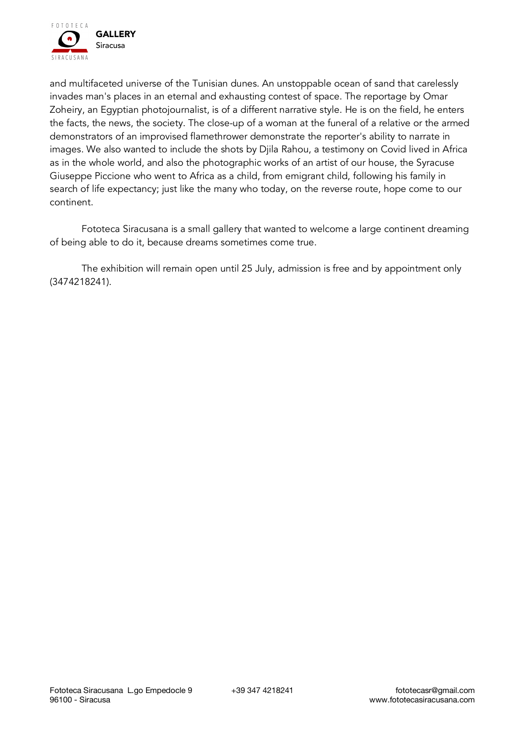and multifaceted universe of the Tunisian dunes. An unstoppable ocean of sand that carelessly invades man's places in an eternal and exhausting contest of space. The reportage by Omar Zoheiry, an Egyptian photojournalist, is of a different narrative style. He is on the field, he enters the facts, the news, the society. The close-up of a woman at the funeral of a relative or the armed demonstrators of an improvised flamethrower demonstrate the reporter's ability to narrate in images. We also wanted to include the shots by Djila Rahou, a testimony on Covid lived in Africa as in the whole world, and also the photographic works of an artist of our house, the Syracuse Giuseppe Piccione who went to Africa as a child, from emigrant child, following his family in search of life expectancy; just like the many who today, on the reverse route, hope come to our continent.

Fototeca Siracusana is a small gallery that wanted to welcome a large continent dreaming of being able to do it, because dreams sometimes come true.

The exhibition will remain open until 25 July, admission is free and by appointment only (3474218241).